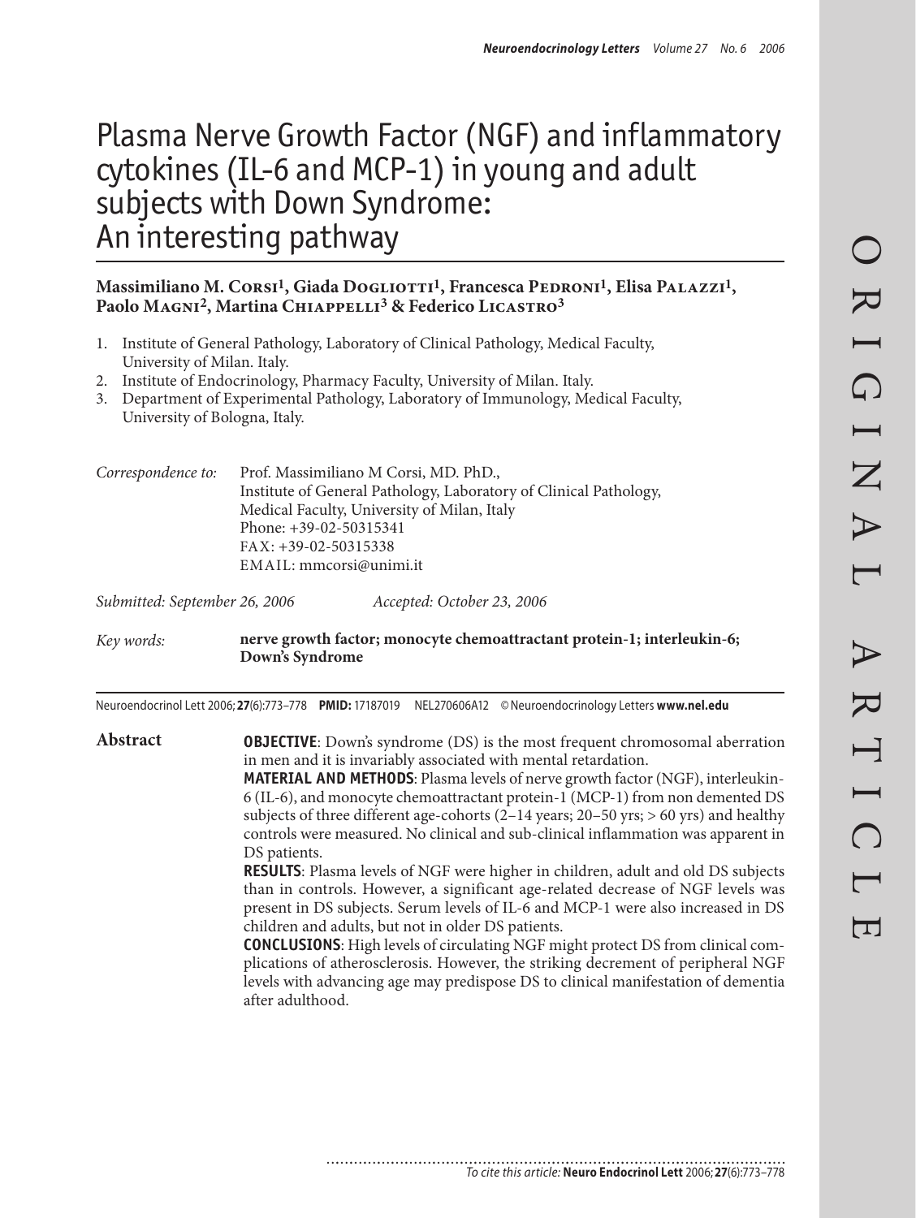# Plasma Nerve Growth Factor (NGF) and inflammatory cytokines (IL-6 and MCP-1) in young and adult subjects with Down Syndrome: An interesting pathway

**Massimiliano M. Corsi[1], Giada Dogliotti[1], Francesca Pedroni[1], Elisa Palazzi[1], Paolo Magni[2], Martina Chiappelli[3] & Federico Licastro[3]**

1. Institute of General Pathology, Laboratory of Clinical Pathology, Medical Faculty, University of Milan. Italy.
2. Institute of Endocrinology, Pharmacy Faculty, University of Milan. Italy.
3. Department of Experimental Pathology, Laboratory of Immunology, Medical Faculty, University of Bologna, Italy.

*Correspondence to:* Prof. Massimiliano M Corsi, MD. PhD., Institute of General Pathology, Laboratory of Clinical Pathology, Medical Faculty, University of Milan, Italy
Phone: +39-02-50315341
FAX: +39-02-50315338
EMAIL: mmcorsi@unimi.it

*Submitted: September 26, 2006* *Accepted: October 23, 2006*

*Key words:* **nerve growth factor; monocyte chemoattractant protein-1; interleukin-6; Down's Syndrome**

Neuroendocrinol Lett 2006; **27**(6):773–778 **PMID:** 17187019 NEL270606A12 © Neuroendocrinology Letters **www.nel.edu**

## Abstract

**OBJECTIVE**: Down's syndrome (DS) is the most frequent chromosomal aberration in men and it is invariably associated with mental retardation.

**MATERIAL AND METHODS**: Plasma levels of nerve growth factor (NGF), interleukin-6 (IL-6), and monocyte chemoattractant protein-1 (MCP-1) from non demented DS subjects of three different age-cohorts (2–14 years; 20–50 yrs; > 60 yrs) and healthy controls were measured. No clinical and sub-clinical inflammation was apparent in DS patients.

**RESULTS**: Plasma levels of NGF were higher in children, adult and old DS subjects than in controls. However, a significant age-related decrease of NGF levels was present in DS subjects. Serum levels of IL-6 and MCP-1 were also increased in DS children and adults, but not in older DS patients.

**CONCLUSIONS**: High levels of circulating NGF might protect DS from clinical complications of atherosclerosis. However, the striking decrement of peripheral NGF levels with advancing age may predispose DS to clinical manifestation of dementia after adulthood.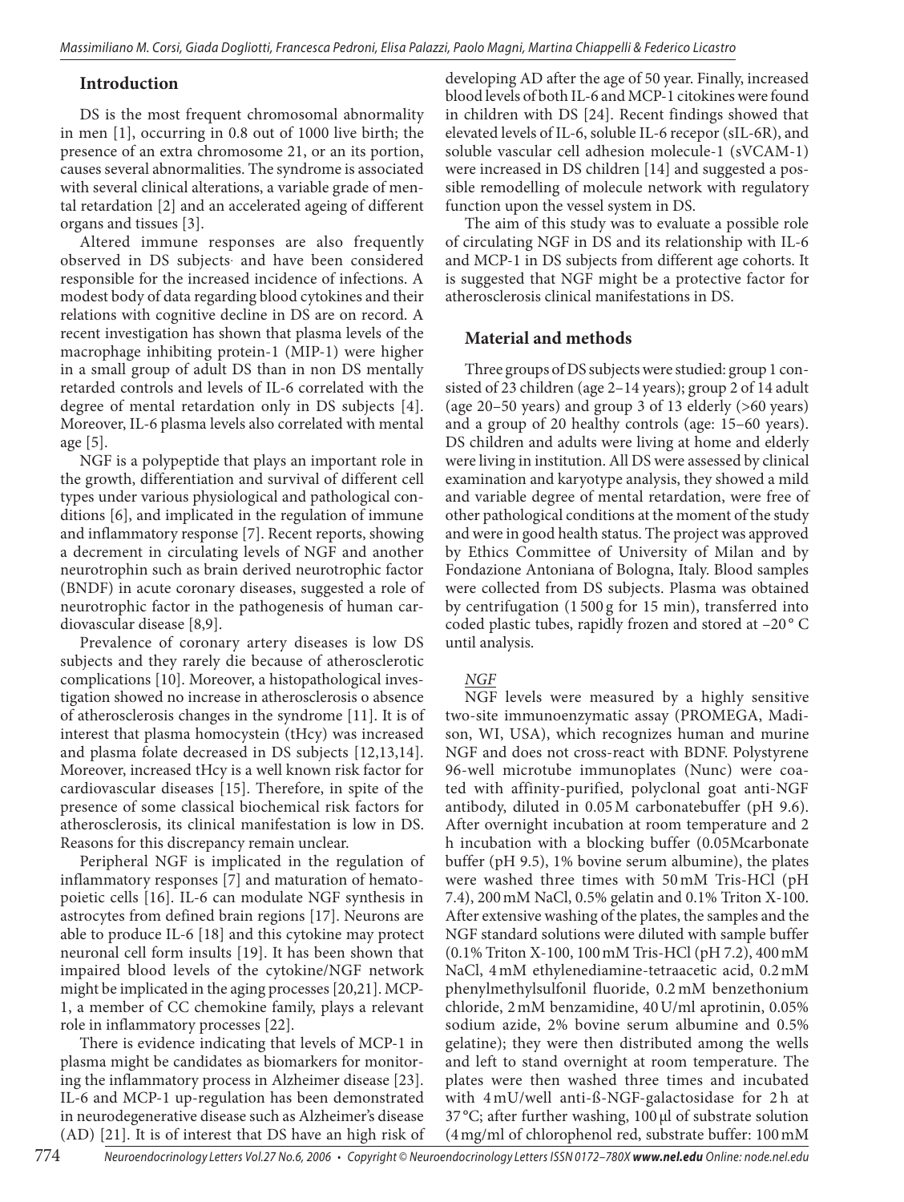## Introduction

DS is the most frequent chromosomal abnormality in men [1], occurring in 0.8 out of 1000 live birth; the presence of an extra chromosome 21, or an its portion, causes several abnormalities. The syndrome is associated with several clinical alterations, a variable grade of mental retardation [2] and an accelerated ageing of different organs and tissues [3].

Altered immune responses are also frequently observed in DS subjects· and have been considered responsible for the increased incidence of infections. A modest body of data regarding blood cytokines and their relations with cognitive decline in DS are on record. A recent investigation has shown that plasma levels of the macrophage inhibiting protein-1 (MIP-1) were higher in a small group of adult DS than in non DS mentally retarded controls and levels of IL-6 correlated with the degree of mental retardation only in DS subjects [4]. Moreover, IL-6 plasma levels also correlated with mental age [5].

NGF is a polypeptide that plays an important role in the growth, differentiation and survival of different cell types under various physiological and pathological conditions [6], and implicated in the regulation of immune and inflammatory response [7]. Recent reports, showing a decrement in circulating levels of NGF and another neurotrophin such as brain derived neurotrophic factor (BNDF) in acute coronary diseases, suggested a role of neurotrophic factor in the pathogenesis of human cardiovascular disease [8,9].

Prevalence of coronary artery diseases is low DS subjects and they rarely die because of atherosclerotic complications [10]. Moreover, a histopathological investigation showed no increase in atherosclerosis o absence of atherosclerosis changes in the syndrome [11]. It is of interest that plasma homocystein (tHcy) was increased and plasma folate decreased in DS subjects [12,13,14]. Moreover, increased tHcy is a well known risk factor for cardiovascular diseases [15]. Therefore, in spite of the presence of some classical biochemical risk factors for atherosclerosis, its clinical manifestation is low in DS. Reasons for this discrepancy remain unclear.

Peripheral NGF is implicated in the regulation of inflammatory responses [7] and maturation of hematopoietic cells [16]. IL-6 can modulate NGF synthesis in astrocytes from defined brain regions [17]. Neurons are able to produce IL-6 [18] and this cytokine may protect neuronal cell form insults [19]. It has been shown that impaired blood levels of the cytokine/NGF network might be implicated in the aging processes [20,21]. MCP-1, a member of CC chemokine family, plays a relevant role in inflammatory processes [22].

There is evidence indicating that levels of MCP-1 in plasma might be candidates as biomarkers for monitoring the inflammatory process in Alzheimer disease [23]. IL-6 and MCP-1 up-regulation has been demonstrated in neurodegenerative disease such as Alzheimer's disease (AD) [21]. It is of interest that DS have an high risk of developing AD after the age of 50 year. Finally, increased blood levels of both IL-6 and MCP-1 citokines were found in children with DS [24]. Recent findings showed that elevated levels of IL-6, soluble IL-6 recepor (sIL-6R), and soluble vascular cell adhesion molecule-1 (sVCAM-1) were increased in DS children [14] and suggested a possible remodelling of molecule network with regulatory function upon the vessel system in DS.

The aim of this study was to evaluate a possible role of circulating NGF in DS and its relationship with IL-6 and MCP-1 in DS subjects from different age cohorts. It is suggested that NGF might be a protective factor for atherosclerosis clinical manifestations in DS.

## Material and methods

Three groups of DS subjects were studied: group 1 consisted of 23 children (age 2–14 years); group 2 of 14 adult (age 20–50 years) and group 3 of 13 elderly (>60 years) and a group of 20 healthy controls (age: 15–60 years). DS children and adults were living at home and elderly were living in institution. All DS were assessed by clinical examination and karyotype analysis, they showed a mild and variable degree of mental retardation, were free of other pathological conditions at the moment of the study and were in good health status. The project was approved by Ethics Committee of University of Milan and by Fondazione Antoniana of Bologna, Italy. Blood samples were collected from DS subjects. Plasma was obtained by centrifugation (1 500 g for 15 min), transferred into coded plastic tubes, rapidly frozen and stored at –20 °C until analysis.

### *NGF*

NGF levels were measured by a highly sensitive two-site immunoenzymatic assay (PROMEGA, Madison, WI, USA), which recognizes human and murine NGF and does not cross-react with BDNF. Polystyrene 96-well microtube immunoplates (Nunc) were coated with affinity-purified, polyclonal goat anti-NGF antibody, diluted in 0.05 M carbonatebuffer (pH 9.6). After overnight incubation at room temperature and 2 h incubation with a blocking buffer (0.05Mcarbonate buffer (pH 9.5), 1% bovine serum albumine), the plates were washed three times with 50 mM Tris-HCl (pH 7.4), 200 mM NaCl, 0.5% gelatin and 0.1% Triton X-100. After extensive washing of the plates, the samples and the NGF standard solutions were diluted with sample buffer (0.1% Triton X-100, 100 mM Tris-HCl (pH 7.2), 400 mM NaCl, 4 mM ethylenediamine-tetraacetic acid, 0.2 mM phenylmethylsulfonil fluoride, 0.2 mM benzethonium chloride, 2 mM benzamidine, 40 U/ml aprotinin, 0.05% sodium azide, 2% bovine serum albumine and 0.5% gelatine); they were then distributed among the wells and left to stand overnight at room temperature. The plates were then washed three times and incubated with 4 mU/well anti-ß-NGF-galactosidase for 2 h at 37 °C; after further washing, 100 µl of substrate solution (4 mg/ml of chlorophenol red, substrate buffer: 100 mM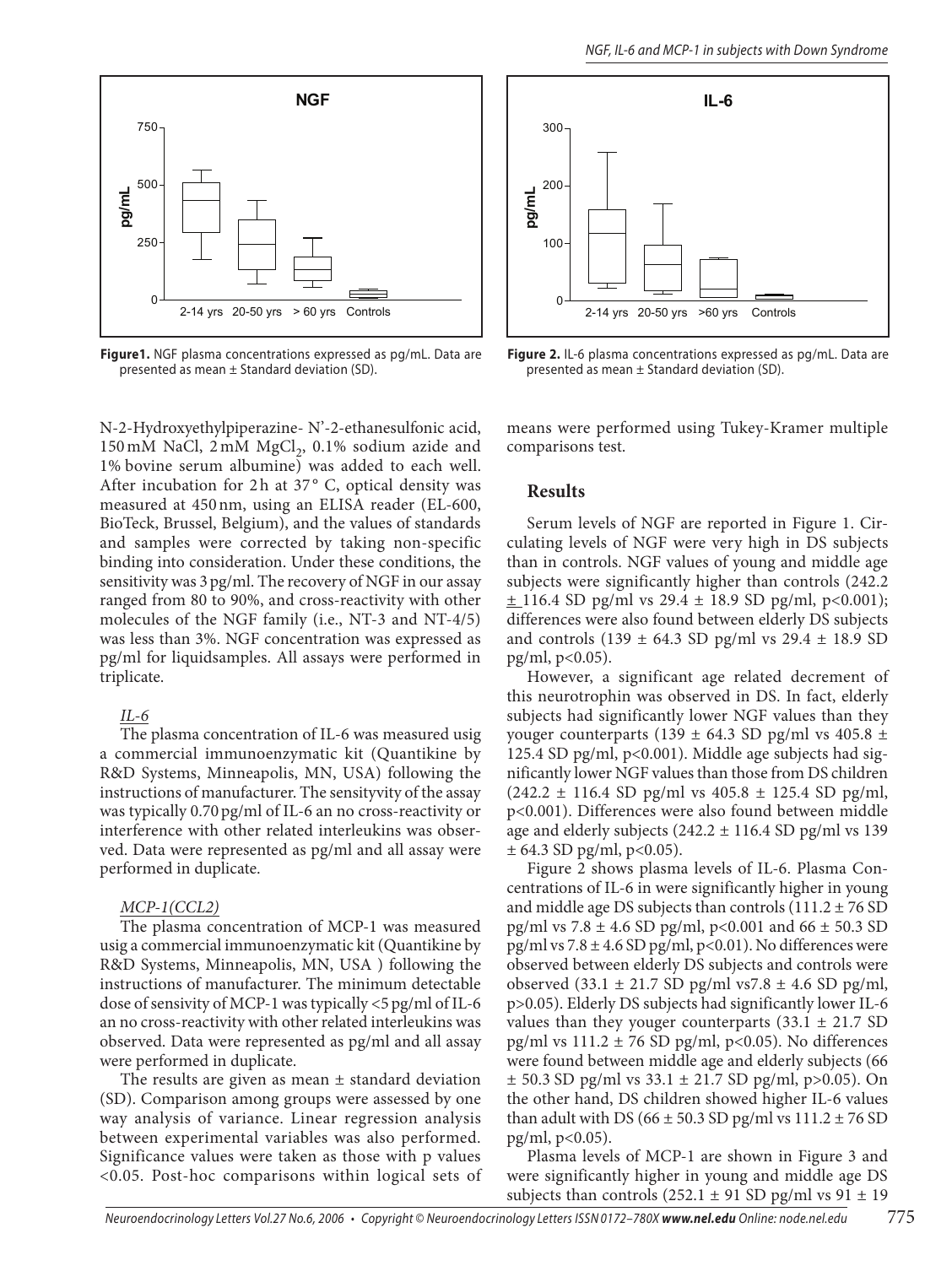Figure1. NGF plasma concentrations expressed as pg/mL. Data are presented as mean ± Standard deviation (SD).

Figure 2. IL-6 plasma concentrations expressed as pg/mL. Data are presented as mean ± Standard deviation (SD).

N-2-Hydroxyethylpiperazine- N'-2-ethanesulfonic acid, 150 mM NaCl, 2 mM $MgCl_2$, 0.1% sodium azide and 1% bovine serum albumine) was added to each well. After incubation for 2 h at 37° C, optical density was measured at 450 nm, using an ELISA reader (EL-600, BioTeck, Brussel, Belgium), and the values of standards and samples were corrected by taking non-specific binding into consideration. Under these conditions, the sensitivity was 3 pg/ml. The recovery of NGF in our assay ranged from 80 to 90%, and cross-reactivity with other molecules of the NGF family (i.e., NT-3 and NT-4/5) was less than 3%. NGF concentration was expressed as pg/ml for liquidsamples. All assays were performed in triplicate.

*IL-6*

The plasma concentration of IL-6 was measured usig a commercial immunoenzymatic kit (Quantikine by R&D Systems, Minneapolis, MN, USA) following the instructions of manufacturer. The sensityvity of the assay was typically 0.70 pg/ml of IL-6 an no cross-reactivity or interference with other related interleukins was observed. Data were represented as pg/ml and all assay were performed in duplicate.

*MCP-1(CCL2)*

The plasma concentration of MCP-1 was measured usig a commercial immunoenzymatic kit (Quantikine by R&D Systems, Minneapolis, MN, USA ) following the instructions of manufacturer. The minimum detectable dose of sensivity of MCP-1 was typically <5 pg/ml of IL-6 an no cross-reactivity with other related interleukins was observed. Data were represented as pg/ml and all assay were performed in duplicate.

The results are given as mean ± standard deviation (SD). Comparison among groups were assessed by one way analysis of variance. Linear regression analysis between experimental variables was also performed. Significance values were taken as those with p values <0.05. Post-hoc comparisons within logical sets of means were performed using Tukey-Kramer multiple comparisons test.

## Results

Serum levels of NGF are reported in Figure 1. Circulating levels of NGF were very high in DS subjects than in controls. NGF values of young and middle age subjects were significantly higher than controls (242.2 ± 116.4 SD pg/ml vs 29.4 ± 18.9 SD pg/ml, $p<0.001$); differences were also found between elderly DS subjects and controls (139 ± 64.3 SD pg/ml vs 29.4 ± 18.9 SD pg/ml, $p<0.05$).

However, a significant age related decrement of this neurotrophin was observed in DS. In fact, elderly subjects had significantly lower NGF values than they younger counterparts (139 ± 64.3 SD pg/ml vs 405.8 ± 125.4 SD pg/ml, $p<0.001$). Middle age subjects had significantly lower NGF values than those from DS children (242.2 ± 116.4 SD pg/ml vs 405.8 ± 125.4 SD pg/ml, $p<0.001$). Differences were also found between middle age and elderly subjects (242.2 ± 116.4 SD pg/ml vs 139 ± 64.3 SD pg/ml, $p<0.05$).

Figure 2 shows plasma levels of IL-6. Plasma Concentrations of IL-6 in were significantly higher in young and middle age DS subjects than controls (111.2 ± 76 SD pg/ml vs 7.8 ± 4.6 SD pg/ml, $p<0.001$ and 66 ± 50.3 SD pg/ml vs 7.8 ± 4.6 SD pg/ml, $p<0.01$). No differences were observed between elderly DS subjects and controls were observed (33.1 ± 21.7 SD pg/ml vs7.8 ± 4.6 SD pg/ml, $p>0.05$). Elderly DS subjects had significantly lower IL-6 values than they youger counterparts (33.1 ± 21.7 SD pg/ml vs 111.2 ± 76 SD pg/ml, $p<0.05$). No differences were found between middle age and elderly subjects (66 ± 50.3 SD pg/ml vs 33.1 ± 21.7 SD pg/ml, $p>0.05$). On the other hand, DS children showed higher IL-6 values than adult with DS (66 ± 50.3 SD pg/ml vs 111.2 ± 76 SD pg/ml, $p<0.05$).

Plasma levels of MCP-1 are shown in Figure 3 and were significantly higher in young and middle age DS subjects than controls (252.1 ± 91 SD pg/ml vs 91 ± 19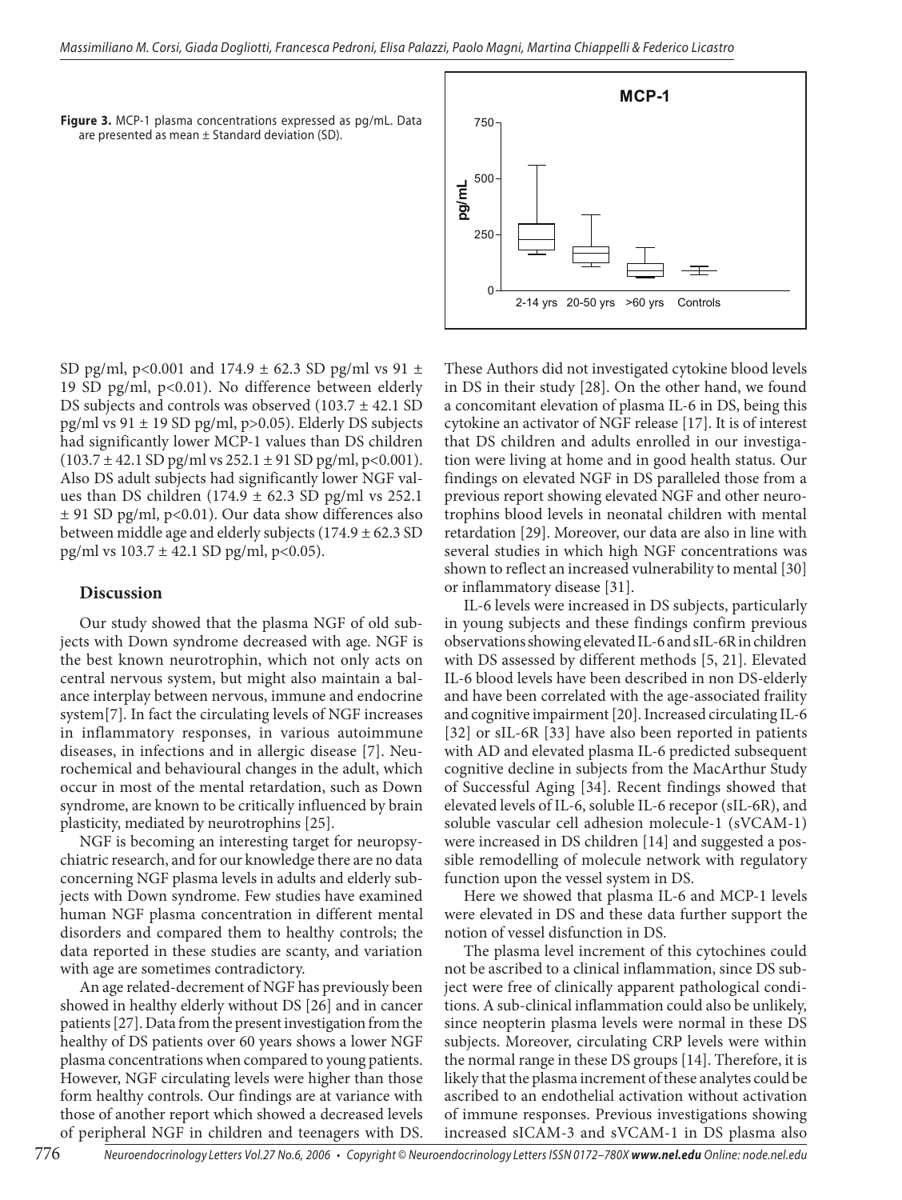**Figure 3.** MCP-1 plasma concentrations expressed as pg/mL. Data are presented as mean ± Standard deviation (SD).

SD pg/ml, p<0.001 and 174.9 ± 62.3 SD pg/ml vs 91 ± 19 SD pg/ml, p<0.01). No difference between elderly DS subjects and controls was observed (103.7 ± 42.1 SD pg/ml vs 91 ± 19 SD pg/ml, p>0.05). Elderly DS subjects had significantly lower MCP-1 values than DS children (103.7 ± 42.1 SD pg/ml vs 252.1 ± 91 SD pg/ml, p<0.001). Also DS adult subjects had significantly lower NGF values than DS children (174.9 ± 62.3 SD pg/ml vs 252.1 ± 91 SD pg/ml, p<0.01). Our data show differences also between middle age and elderly subjects (174.9 ± 62.3 SD pg/ml vs 103.7 ± 42.1 SD pg/ml, p<0.05).

## Discussion

Our study showed that the plasma NGF of old subjects with Down syndrome decreased with age. NGF is the best known neurotrophin, which not only acts on central nervous system, but might also maintain a balance interplay between nervous, immune and endocrine system[7]. In fact the circulating levels of NGF increases in inflammatory responses, in various autoimmune diseases, in infections and in allergic disease [7]. Neurochemical and behavioural changes in the adult, which occur in most of the mental retardation, such as Down syndrome, are known to be critically influenced by brain plasticity, mediated by neurotrophins [25].

NGF is becoming an interesting target for neuropsychiatric research, and for our knowledge there are no data concerning NGF plasma levels in adults and elderly subjects with Down syndrome. Few studies have examined human NGF plasma concentration in different mental disorders and compared them to healthy controls; the data reported in these studies are scanty, and variation with age are sometimes contradictory.

An age related-decrement of NGF has previously been showed in healthy elderly without DS [26] and in cancer patients [27]. Data from the present investigation from the healthy of DS patients over 60 years shows a lower NGF plasma concentrations when compared to young patients. However, NGF circulating levels were higher than those form healthy controls. Our findings are at variance with those of another report which showed a decreased levels of peripheral NGF in children and teenagers with DS. These Authors did not investigated cytokine blood levels in DS in their study [28]. On the other hand, we found a concomitant elevation of plasma IL-6 in DS, being this cytokine an activator of NGF release [17]. It is of interest that DS children and adults enrolled in our investigation were living at home and in good health status. Our findings on elevated NGF in DS paralleled those from a previous report showing elevated NGF and other neurotrophins blood levels in neonatal children with mental retardation [29]. Moreover, our data are also in line with several studies in which high NGF concentrations was shown to reflect an increased vulnerability to mental [30] or inflammatory disease [31].

IL-6 levels were increased in DS subjects, particularly in young subjects and these findings confirm previous observations showing elevated IL-6 and sIL-6R in children with DS assessed by different methods [5, 21]. Elevated IL-6 blood levels have been described in non DS-elderly and have been correlated with the age-associated frailty and cognitive impairment [20]. Increased circulating IL-6 [32] or sIL-6R [33] have also been reported in patients with AD and elevated plasma IL-6 predicted subsequent cognitive decline in subjects from the MacArthur Study of Successful Aging [34]. Recent findings showed that elevated levels of IL-6, soluble IL-6 recepor (sIL-6R), and soluble vascular cell adhesion molecule-1 (sVCAM-1) were increased in DS children [14] and suggested a possible remodelling of molecule network with regulatory function upon the vessel system in DS.

Here we showed that plasma IL-6 and MCP-1 levels were elevated in DS and these data further support the notion of vessel disfunction in DS.

The plasma level increment of this cytochines could not be ascribed to a clinical inflammation, since DS subject were free of clinically apparent pathological conditions. A sub-clinical inflammation could also be unlikely, since neopterin plasma levels were normal in these DS subjects. Moreover, circulating CRP levels were within the normal range in these DS groups [14]. Therefore, it is likely that the plasma increment of these analytes could be ascribed to an endothelial activation without activation of immune responses. Previous investigations showing increased sICAM-3 and sVCAM-1 in DS plasma also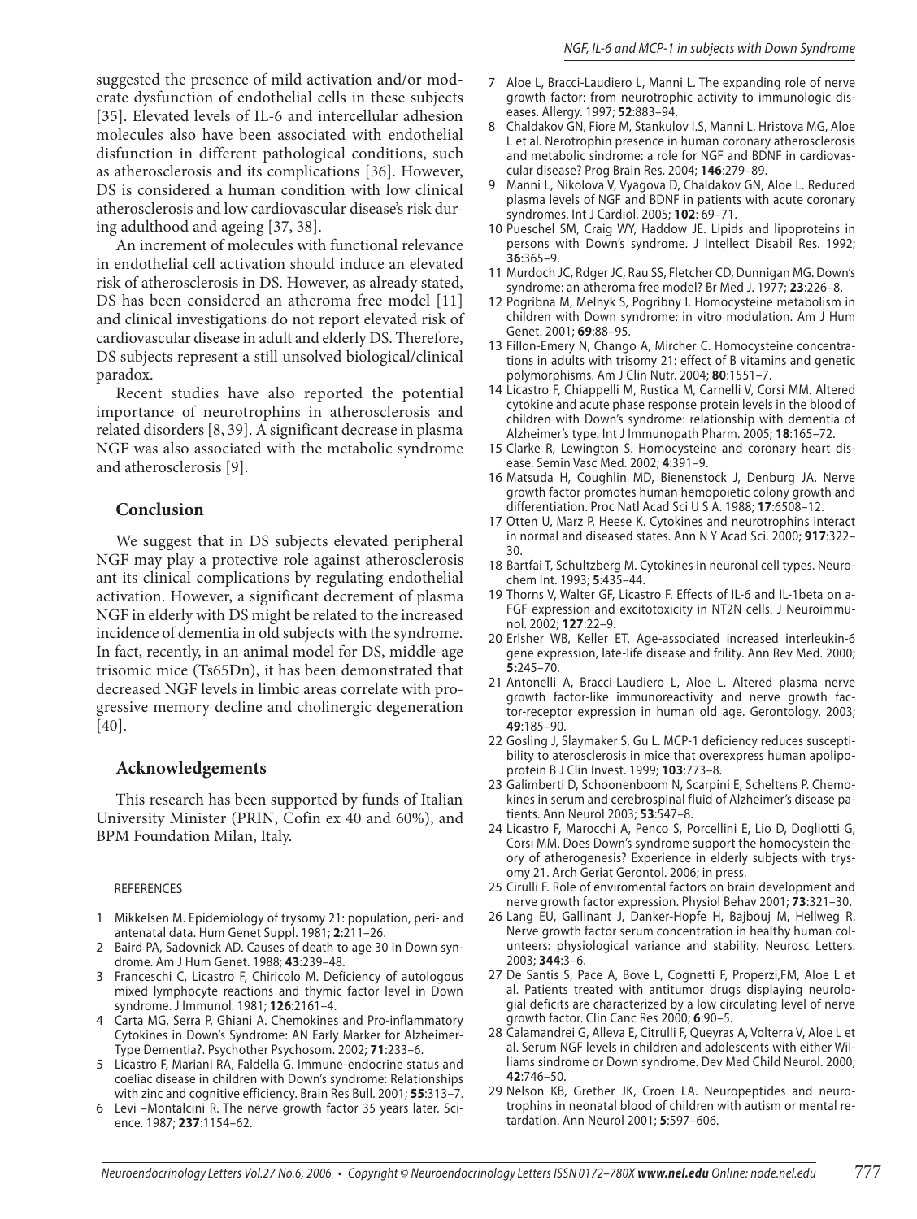suggested the presence of mild activation and/or moderate dysfunction of endothelial cells in these subjects [35]. Elevated levels of IL-6 and intercellular adhesion molecules also have been associated with endothelial disfunction in different pathological conditions, such as atherosclerosis and its complications [36]. However, DS is considered a human condition with low clinical atherosclerosis and low cardiovascular disease's risk during adulthood and ageing [37, 38].

An increment of molecules with functional relevance in endothelial cell activation should induce an elevated risk of atherosclerosis in DS. However, as already stated, DS has been considered an atheroma free model [11] and clinical investigations do not report elevated risk of cardiovascular disease in adult and elderly DS. Therefore, DS subjects represent a still unsolved biological/clinical paradox.

Recent studies have also reported the potential importance of neurotrophins in atherosclerosis and related disorders [8, 39]. A significant decrease in plasma NGF was also associated with the metabolic syndrome and atherosclerosis [9].

## Conclusion

We suggest that in DS subjects elevated peripheral NGF may play a protective role against atherosclerosis ant its clinical complications by regulating endothelial activation. However, a significant decrement of plasma NGF in elderly with DS might be related to the increased incidence of dementia in old subjects with the syndrome. In fact, recently, in an animal model for DS, middle-age trisomic mice (Ts65Dn), it has been demonstrated that decreased NGF levels in limbic areas correlate with progressive memory decline and cholinergic degeneration [40].

## Acknowledgements

This research has been supported by funds of Italian University Minister (PRIN, Cofin ex 40 and 60%), and BPM Foundation Milan, Italy.

REFERENCES

1 Mikkelsen M. Epidemiology of trysomy 21: population, peri- and antenatal data. Hum Genet Suppl. 1981; **2**:211–26.
2 Baird PA, Sadovnick AD. Causes of death to age 30 in Down syndrome. Am J Hum Genet. 1988; **43**:239–48.
3 Franceschi C, Licastro F, Chiricolo M. Deficiency of autologous mixed lymphocyte reactions and thymic factor level in Down syndrome. J Immunol. 1981; **126**:2161–4.
4 Carta MG, Serra P, Ghiani A. Chemokines and Pro-inflammatory Cytokines in Down's Syndrome: AN Early Marker for Alzheimer-Type Dementia?. Psychother Psychosom. 2002; **71**:233–6.
5 Licastro F, Mariani RA, Faldella G. Immune-endocrine status and coeliac disease in children with Down's syndrome: Relationships with zinc and cognitive efficiency. Brain Res Bull. 2001; **55**:313–7.
6 Levi –Montalcini R. The nerve growth factor 35 years later. Science. 1987; **237**:1154–62.
7 Aloe L, Bracci-Laudiero L, Manni L. The expanding role of nerve growth factor: from neurotrophic activity to immunologic diseases. Allergy. 1997; **52**:883–94.
8 Chaldakov GN, Fiore M, Stankulov I.S, Manni L, Hristova MG, Aloe L et al. Nerotrophin presence in human coronary atherosclerosis and metabolic sindrome: a role for NGF and BDNF in cardiovascular disease? Prog Brain Res. 2004; **146**:279–89.
9 Manni L, Nikolova V, Vyagova D, Chaldakov GN, Aloe L. Reduced plasma levels of NGF and BDNF in patients with acute coronary syndromes. Int J Cardiol. 2005; **102**: 69–71.
10 Pueschel SM, Craig WY, Haddow JE. Lipids and lipoproteins in persons with Down's syndrome. J Intellect Disabil Res. 1992; **36**:365–9.
11 Murdoch JC, Rdger JC, Rau SS, Fletcher CD, Dunnigan MG. Down's syndrome: an atheroma free model? Br Med J. 1977; **23**:226–8.
12 Pogribna M, Melnyk S, Pogribny I. Homocysteine metabolism in children with Down syndrome: in vitro modulation. Am J Hum Genet. 2001; **69**:88–95.
13 Fillon-Emery N, Chango A, Mircher C. Homocysteine concentrations in adults with trisomy 21: effect of B vitamins and genetic polymorphisms. Am J Clin Nutr. 2004; **80**:1551–7.
14 Licastro F, Chiappelli M, Rustica M, Carnelli V, Corsi MM. Altered cytokine and acute phase response protein levels in the blood of children with Down's syndrome: relationship with dementia of Alzheimer's type. Int J Immunopath Pharm. 2005; **18**:165–72.
15 Clarke R, Lewington S. Homocysteine and coronary heart disease. Semin Vasc Med. 2002; **4**:391–9.
16 Matsuda H, Coughlin MD, Bienenstock J, Denburg JA. Nerve growth factor promotes human hemopoietic colony growth and differentiation. Proc Natl Acad Sci U S A. 1988; **17**:6508–12.
17 Otten U, Marz P, Heese K. Cytokines and neurotrophins interact in normal and diseased states. Ann N Y Acad Sci. 2000; **917**:322–30.
18 Bartfai T, Schultzberg M. Cytokines in neuronal cell types. Neurochem Int. 1993; **5**:435–44.
19 Thorns V, Walter GF, Licastro F. Effects of IL-6 and IL-1beta on a-FGF expression and excitotoxicity in NT2N cells. J Neuroimmunol. 2002; **127**:22–9.
20 Erlsher WB, Keller ET. Age-associated increased interleukin-6 gene expression, late-life disease and frility. Ann Rev Med. 2000; **5:**245–70.
21 Antonelli A, Bracci-Laudiero L, Aloe L. Altered plasma nerve growth factor-like immunoreactivity and nerve growth factor-receptor expression in human old age. Gerontology. 2003; **49**:185–90.
22 Gosling J, Slaymaker S, Gu L. MCP-1 deficiency reduces susceptibility to aterosclerosis in mice that overexpress human apolipoprotein B J Clin Invest. 1999; **103**:773–8.
23 Galimberti D, Schoonenboom N, Scarpini E, Scheltens P. Chemokines in serum and cerebrospinal fluid of Alzheimer's disease patients. Ann Neurol 2003; **53**:547–8.
24 Licastro F, Marocchi A, Penco S, Porcellini E, Lio D, Dogliotti G, Corsi MM. Does Down's syndrome support the homocystein theory of atherogenesis? Experience in elderly subjects with trysomy 21. Arch Geriat Gerontol. 2006; in press.
25 Cirulli F. Role of enviromental factors on brain development and nerve growth factor expression. Physiol Behav 2001; **73**:321–30.
26 Lang EU, Gallinant J, Danker-Hopfe H, Bajbouj M, Hellweg R. Nerve growth factor serum concentration in healthy human colunteers: physiological variance and stability. Neurosc Letters. 2003; **344**:3–6.
27 De Santis S, Pace A, Bove L, Cognetti F, Properzi,FM, Aloe L et al. Patients treated with antitumor drugs displaying neurologial deficits are characterized by a low circulating level of nerve growth factor. Clin Canc Res 2000; **6**:90–5.
28 Calamandrei G, Alleva E, Citrulli F, Queyras A, Volterra V, Aloe L et al. Serum NGF levels in children and adolescents with either Williams sindrome or Down syndrome. Dev Med Child Neurol. 2000; **42**:746–50.
29 Nelson KB, Grether JK, Croen LA. Neuropeptides and neurotrophins in neonatal blood of children with autism or mental retardation. Ann Neurol 2001; **5**:597–606.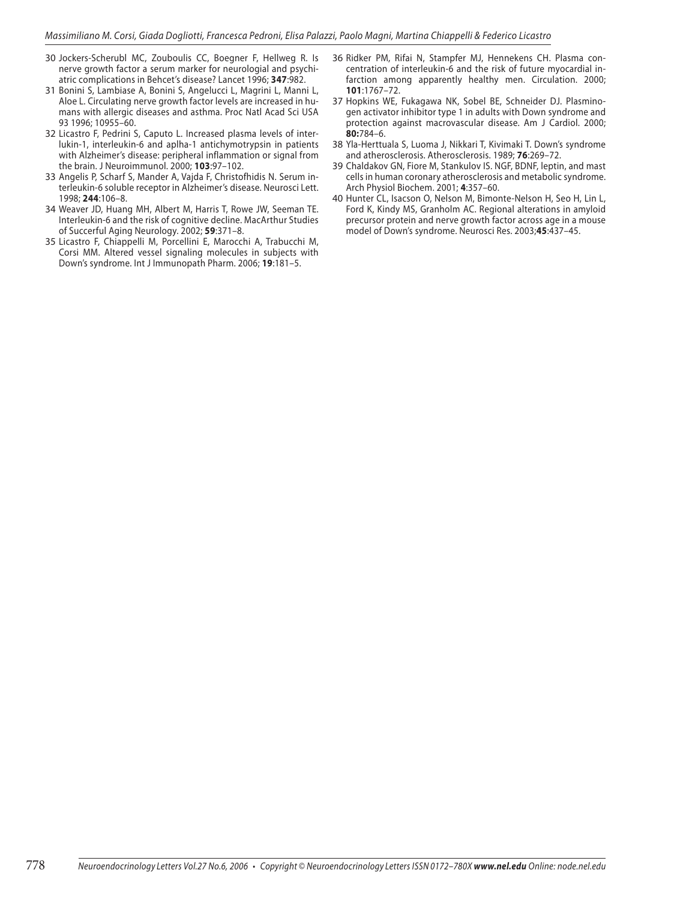30 Jockers-Scherubl MC, Zouboulis CC, Boegner F, Hellweg R. Is nerve growth factor a serum marker for neurologial and psychiatric complications in Behcet's disease? Lancet 1996; **347**:982.

31 Bonini S, Lambiase A, Bonini S, Angelucci L, Magrini L, Manni L, Aloe L. Circulating nerve growth factor levels are increased in humans with allergic diseases and asthma. Proc Natl Acad Sci USA 93 1996; 10955–60.

32 Licastro F, Pedrini S, Caputo L. Increased plasma levels of interlukin-1, interleukin-6 and aplha-1 antichymotrypsin in patients with Alzheimer's disease: peripheral inflammation or signal from the brain. J Neuroimmunol. 2000; **103**:97–102.

33 Angelis P, Scharf S, Mander A, Vajda F, Christofhidis N. Serum interleukin-6 soluble receptor in Alzheimer's disease. Neurosci Lett. 1998; **244**:106–8.

34 Weaver JD, Huang MH, Albert M, Harris T, Rowe JW, Seeman TE. Interleukin-6 and the risk of cognitive decline. MacArthur Studies of Succerful Aging Neurology. 2002; **59**:371–8.

35 Licastro F, Chiappelli M, Porcellini E, Marocchi A, Trabucchi M, Corsi MM. Altered vessel signaling molecules in subjects with Down's syndrome. Int J Immunopath Pharm. 2006; **19**:181–5.

36 Ridker PM, Rifai N, Stampfer MJ, Hennekens CH. Plasma concentration of interleukin-6 and the risk of future myocardial infarction among apparently healthy men. Circulation. 2000; **101**:1767–72.

37 Hopkins WE, Fukagawa NK, Sobel BE, Schneider DJ. Plasminogen activator inhibitor type 1 in adults with Down syndrome and protection against macrovascular disease. Am J Cardiol. 2000; **80:**784–6.

38 Yla-Herttuala S, Luoma J, Nikkari T, Kivimaki T. Down's syndrome and atherosclerosis. Atherosclerosis. 1989; **76**:269–72.

39 Chaldakov GN, Fiore M, Stankulov IS. NGF, BDNF, leptin, and mast cells in human coronary atherosclerosis and metabolic syndrome. Arch Physiol Biochem. 2001; **4**:357–60.

40 Hunter CL, Isacson O, Nelson M, Bimonte-Nelson H, Seo H, Lin L, Ford K, Kindy MS, Granholm AC. Regional alterations in amyloid precursor protein and nerve growth factor across age in a mouse model of Down's syndrome. Neurosci Res. 2003;**45**:437–45.